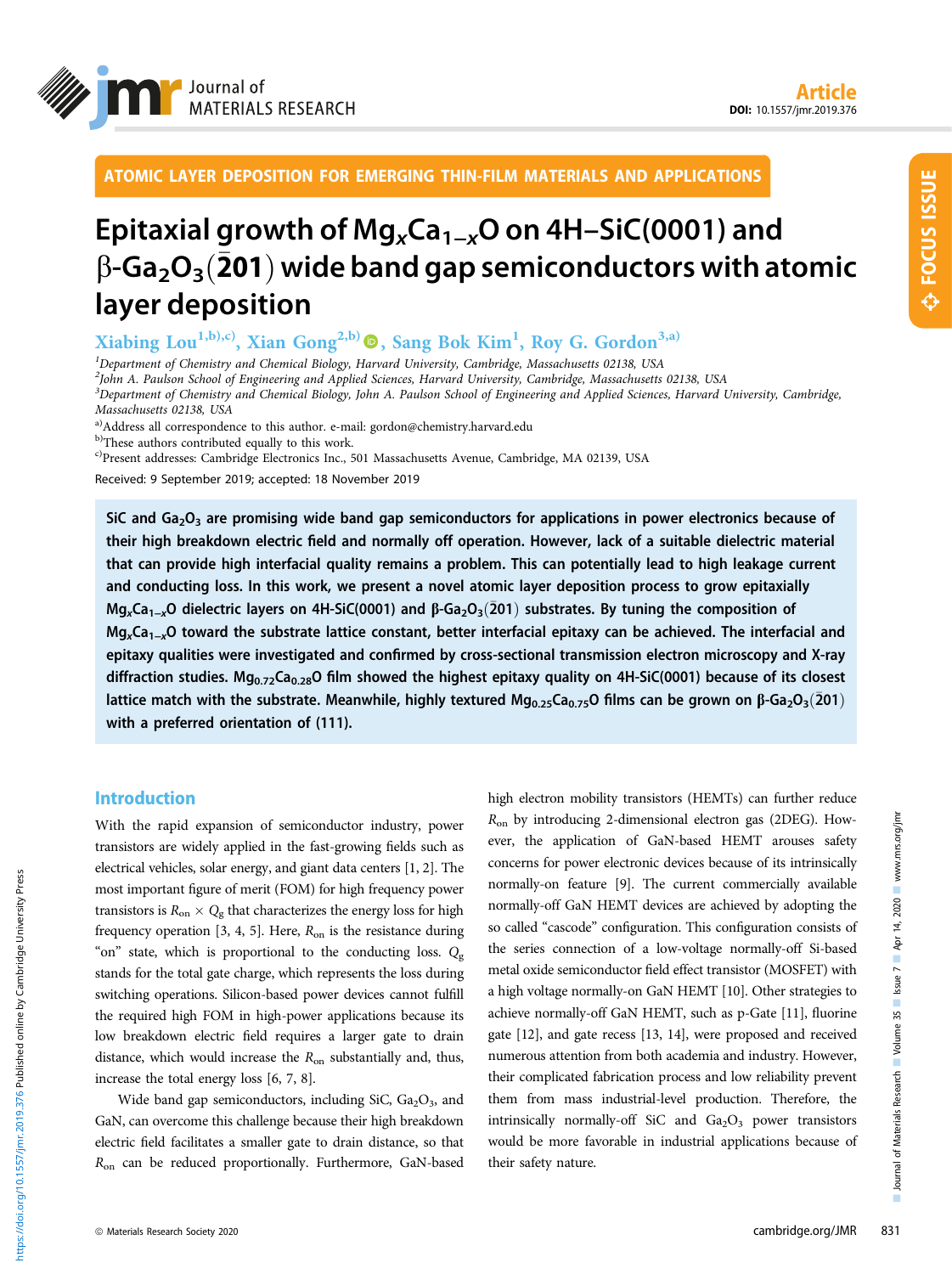Article

DOI: 10.1557/jmr.2019.376

ATOMIC LAYER DEPOSITION FOR EMERGING THIN-FILM MATERIALS AND APPLICATIONS

# Epitaxial growth of $Mg_xCa_{1-x}O$ on 4H–SiC(0001) and $\beta$-$Ga_2O_3(\bar{2}01)$ wide band gap semiconductors with atomic layer deposition

Xiabing Lou[1,b),c)], Xian Gong[2,b)], Sang Bok Kim[1], Roy G. Gordon[3,a)]

[1]Department of Chemistry and Chemical Biology, Harvard University, Cambridge, Massachusetts 02138, USA
[2]John A. Paulson School of Engineering and Applied Sciences, Harvard University, Cambridge, Massachusetts 02138, USA
[3]Department of Chemistry and Chemical Biology, John A. Paulson School of Engineering and Applied Sciences, Harvard University, Cambridge, Massachusetts 02138, USA

[a)]Address all correspondence to this author. e-mail: gordon@chemistry.harvard.edu
[b)]These authors contributed equally to this work.
[c)]Present addresses: Cambridge Electronics Inc., 501 Massachusetts Avenue, Cambridge, MA 02139, USA

Received: 9 September 2019; accepted: 18 November 2019

**SiC and $Ga_2O_3$ are promising wide band gap semiconductors for applications in power electronics because of their high breakdown electric field and normally off operation. However, lack of a suitable dielectric material that can provide high interfacial quality remains a problem. This can potentially lead to high leakage current and conducting loss. In this work, we present a novel atomic layer deposition process to grow epitaxially $Mg_xCa_{1-x}O$ dielectric layers on 4H-SiC(0001) and $\beta$-$Ga_2O_3(\bar{2}01)$ substrates. By tuning the composition of $Mg_xCa_{1-x}O$ toward the substrate lattice constant, better interfacial epitaxy can be achieved. The interfacial and epitaxy qualities were investigated and confirmed by cross-sectional transmission electron microscopy and X-ray diffraction studies. $Mg_{0.72}Ca_{0.28}O$ film showed the highest epitaxy quality on 4H-SiC(0001) because of its closest lattice match with the substrate. Meanwhile, highly textured $Mg_{0.25}Ca_{0.75}O$ films can be grown on $\beta$-$Ga_2O_3(\bar{2}01)$ with a preferred orientation of (111).**

## Introduction

With the rapid expansion of semiconductor industry, power transistors are widely applied in the fast-growing fields such as electrical vehicles, solar energy, and giant data centers [1, 2]. The most important figure of merit (FOM) for high frequency power transistors is $R_{on} \times Q_g$ that characterizes the energy loss for high frequency operation [3, 4, 5]. Here, $R_{on}$ is the resistance during "on" state, which is proportional to the conducting loss. $Q_g$ stands for the total gate charge, which represents the loss during switching operations. Silicon-based power devices cannot fulfill the required high FOM in high-power applications because its low breakdown electric field requires a larger gate to drain distance, which would increase the $R_{on}$ substantially and, thus, increase the total energy loss [6, 7, 8].

Wide band gap semiconductors, including SiC, $Ga_2O_3$, and GaN, can overcome this challenge because their high breakdown electric field facilitates a smaller gate to drain distance, so that $R_{on}$ can be reduced proportionally. Furthermore, GaN-based high electron mobility transistors (HEMTs) can further reduce $R_{on}$ by introducing 2-dimensional electron gas (2DEG). However, the application of GaN-based HEMT arouses safety concerns for power electronic devices because of its intrinsically normally-on feature [9]. The current commercially available normally-off GaN HEMT devices are achieved by adopting the so called "cascode" configuration. This configuration consists of the series connection of a low-voltage normally-off Si-based metal oxide semiconductor field effect transistor (MOSFET) with a high voltage normally-on GaN HEMT [10]. Other strategies to achieve normally-off GaN HEMT, such as p-Gate [11], fluorine gate [12], and gate recess [13, 14], were proposed and received numerous attention from both academia and industry. However, their complicated fabrication process and low reliability prevent them from mass industrial-level production. Therefore, the intrinsically normally-off SiC and $Ga_2O_3$ power transistors would be more favorable in industrial applications because of their safety nature.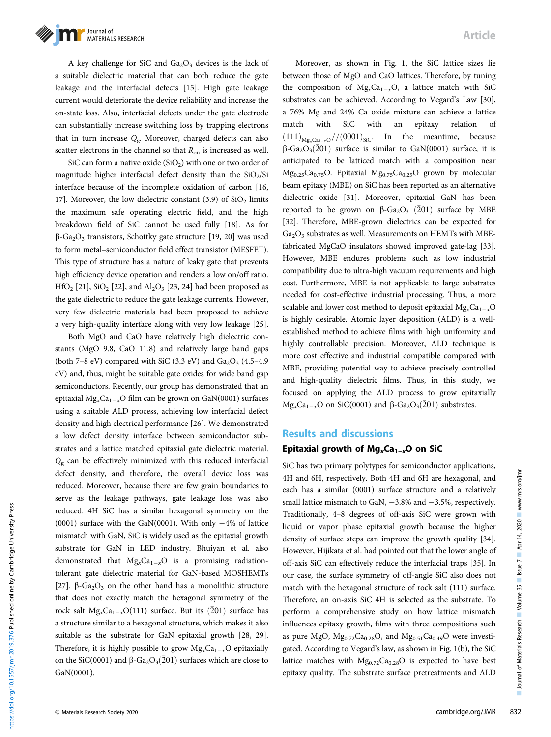A key challenge for SiC and $Ga_2O_3$ devices is the lack of a suitable dielectric material that can both reduce the gate leakage and the interfacial defects [15]. High gate leakage current would deteriorate the device reliability and increase the on-state loss. Also, interfacial defects under the gate electrode can substantially increase switching loss by trapping electrons that in turn increase $Q_g$. Moreover, charged defects can also scatter electrons in the channel so that $R_{on}$ is increased as well.

SiC can form a native oxide ($SiO_2$) with one or two order of magnitude higher interfacial defect density than the $SiO_2$/Si interface because of the incomplete oxidation of carbon [16, 17]. Moreover, the low dielectric constant (3.9) of $SiO_2$ limits the maximum safe operating electric field, and the high breakdown field of SiC cannot be used fully [18]. As for β-$Ga_2O_3$ transistors, Schottky gate structure [19, 20] was used to form metal–semiconductor field effect transistor (MESFET). This type of structure has a nature of leaky gate that prevents high efficiency device operation and renders a low on/off ratio. $HfO_2$ [21], $SiO_2$ [22], and $Al_2O_3$ [23, 24] had been proposed as the gate dielectric to reduce the gate leakage currents. However, very few dielectric materials had been proposed to achieve a very high-quality interface along with very low leakage [25].

Both MgO and CaO have relatively high dielectric constants (MgO 9.8, CaO 11.8) and relatively large band gaps (both 7–8 eV) compared with SiC (3.3 eV) and $Ga_2O_3$ (4.5–4.9 eV) and, thus, might be suitable gate oxides for wide band gap semiconductors. Recently, our group has demonstrated that an epitaxial $Mg_xCa_{1-x}O$ film can be grown on GaN(0001) surfaces using a suitable ALD process, achieving low interfacial defect density and high electrical performance [26]. We demonstrated a low defect density interface between semiconductor substrates and a lattice matched epitaxial gate dielectric material. $Q_g$ can be effectively minimized with this reduced interfacial defect density, and therefore, the overall device loss was reduced. Moreover, because there are few grain boundaries to serve as the leakage pathways, gate leakage loss was also reduced. 4H SiC has a similar hexagonal symmetry on the (0001) surface with the GaN(0001). With only −4% of lattice mismatch with GaN, SiC is widely used as the epitaxial growth substrate for GaN in LED industry. Bhuiyan et al. also demonstrated that $Mg_xCa_{1-x}O$ is a promising radiation-tolerant gate dielectric material for GaN-based MOSHEMTs [27]. β-$Ga_2O_3$ on the other hand has a monolithic structure that does not exactly match the hexagonal symmetry of the rock salt $Mg_xCa_{1-x}O(111)$ surface. But its $(\bar{2}01)$ surface has a structure similar to a hexagonal structure, which makes it also suitable as the substrate for GaN epitaxial growth [28, 29]. Therefore, it is highly possible to grow $Mg_xCa_{1-x}O$ epitaxially on the SiC(0001) and β-$Ga_2O_3(\bar{2}01)$ surfaces which are close to GaN(0001).

Moreover, as shown in Fig. 1, the SiC lattice sizes lie between those of MgO and CaO lattices. Therefore, by tuning the composition of $Mg_xCa_{1-x}O$, a lattice match with SiC substrates can be achieved. According to Vegard's Law [30], a 76% Mg and 24% Ca oxide mixture can achieve a lattice match with SiC with an epitaxy relation of $(111)_{Mg_xCa_{1-x}O}//(0001)_{SiC}$. In the meantime, because β-$Ga_2O_3(\bar{2}01)$ surface is similar to GaN(0001) surface, it is anticipated to be latticed match with a composition near $Mg_{0.25}Ca_{0.75}O$. Epitaxial $Mg_{0.75}Ca_{0.25}O$ grown by molecular beam epitaxy (MBE) on SiC has been reported as an alternative dielectric oxide [31]. Moreover, epitaxial GaN has been reported to be grown on β-$Ga_2O_3$ $(\bar{2}01)$ surface by MBE [32]. Therefore, MBE-grown dielectrics can be expected for $Ga_2O_3$ substrates as well. Measurements on HEMTs with MBE-fabricated MgCaO insulators showed improved gate-lag [33]. However, MBE endures problems such as low industrial compatibility due to ultra-high vacuum requirements and high cost. Furthermore, MBE is not applicable to large substrates needed for cost-effective industrial processing. Thus, a more scalable and lower cost method to deposit epitaxial $Mg_xCa_{1-x}O$ is highly desirable. Atomic layer deposition (ALD) is a well-established method to achieve films with high uniformity and highly controllable precision. Moreover, ALD technique is more cost effective and industrial compatible compared with MBE, providing potential way to achieve precisely controlled and high-quality dielectric films. Thus, in this study, we focused on applying the ALD process to grow epitaxially $Mg_xCa_{1-x}O$ on SiC(0001) and β-$Ga_2O_3(\bar{2}01)$ substrates.

## Results and discussions

### Epitaxial growth of $Mg_xCa_{1-x}O$ on SiC

SiC has two primary polytypes for semiconductor applications, 4H and 6H, respectively. Both 4H and 6H are hexagonal, and each has a similar (0001) surface structure and a relatively small lattice mismatch to GaN, −3.8% and −3.5%, respectively. Traditionally, 4–8 degrees of off-axis SiC were grown with liquid or vapor phase epitaxial growth because the higher density of surface steps can improve the growth quality [34]. However, Hijikata et al. had pointed out that the lower angle of off-axis SiC can effectively reduce the interfacial traps [35]. In our case, the surface symmetry of off-angle SiC also does not match with the hexagonal structure of rock salt (111) surface. Therefore, an on-axis SiC 4H is selected as the substrate. To perform a comprehensive study on how lattice mismatch influences epitaxy growth, films with three compositions such as pure MgO, $Mg_{0.72}Ca_{0.28}O$, and $Mg_{0.51}Ca_{0.49}O$ were investigated. According to Vegard's law, as shown in Fig. 1(b), the SiC lattice matches with $Mg_{0.72}Ca_{0.28}O$ is expected to have best epitaxy quality. The substrate surface pretreatments and ALD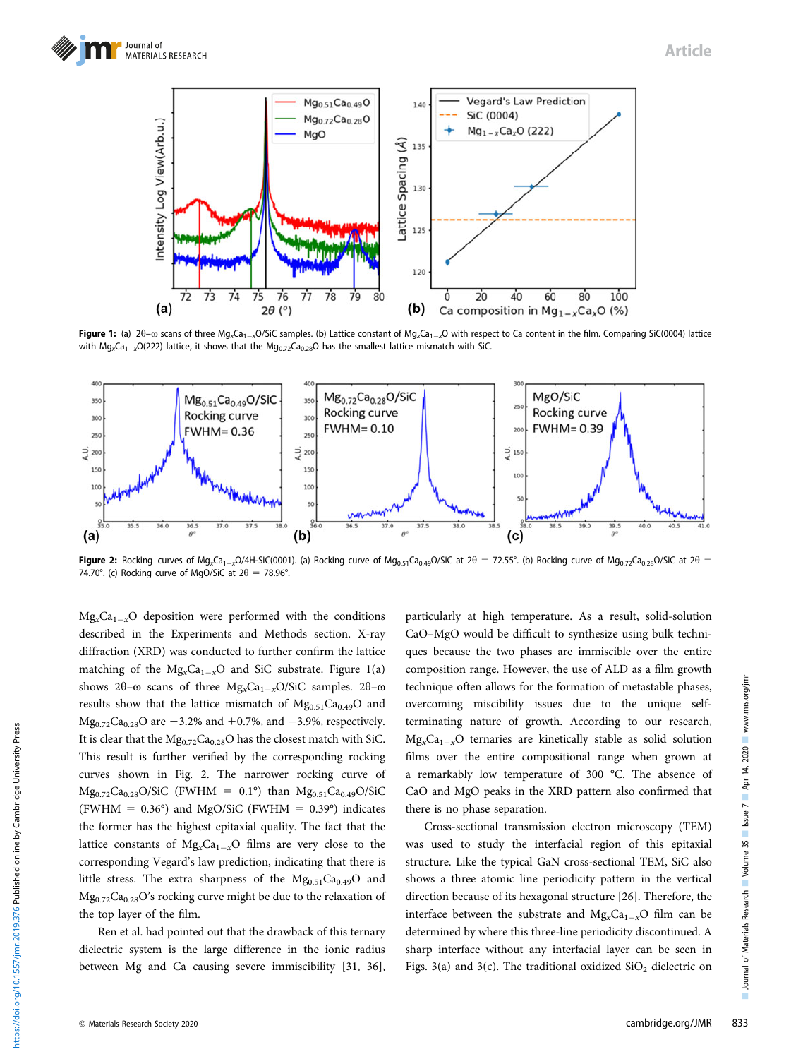**Figure 1:** (a) 2θ–ω scans of three $Mg_xCa_{1-x}O$/SiC samples. (b) Lattice constant of $Mg_xCa_{1-x}O$ with respect to Ca content in the film. Comparing SiC(0004) lattice with $Mg_xCa_{1-x}O$(222) lattice, it shows that the $Mg_{0.72}Ca_{0.28}O$ has the smallest lattice mismatch with SiC.

**Figure 2:** Rocking curves of $Mg_xCa_{1-x}O$/4H-SiC(0001). (a) Rocking curve of $Mg_{0.51}Ca_{0.49}O$/SiC at 2θ = 72.55°. (b) Rocking curve of $Mg_{0.72}Ca_{0.28}O$/SiC at 2θ = 74.70°. (c) Rocking curve of MgO/SiC at 2θ = 78.96°.

$Mg_xCa_{1-x}O$ deposition were performed with the conditions described in the Experiments and Methods section. X-ray diffraction (XRD) was conducted to further confirm the lattice matching of the $Mg_xCa_{1-x}O$ and SiC substrate. Figure 1(a) shows 2θ–ω scans of three $Mg_xCa_{1-x}O$/SiC samples. 2θ–ω results show that the lattice mismatch of $Mg_{0.51}Ca_{0.49}O$ and $Mg_{0.72}Ca_{0.28}O$ are +3.2% and +0.7%, and −3.9%, respectively. It is clear that the $Mg_{0.72}Ca_{0.28}O$ has the closest match with SiC. This result is further verified by the corresponding rocking curves shown in Fig. 2. The narrower rocking curve of $Mg_{0.72}Ca_{0.28}O$/SiC (FWHM = 0.1°) than $Mg_{0.51}Ca_{0.49}O$/SiC (FWHM = 0.36°) and MgO/SiC (FWHM = 0.39°) indicates the former has the highest epitaxial quality. The fact that the lattice constants of $Mg_xCa_{1-x}O$ films are very close to the corresponding Vegard's law prediction, indicating that there is little stress. The extra sharpness of the $Mg_{0.51}Ca_{0.49}O$ and $Mg_{0.72}Ca_{0.28}O$'s rocking curve might be due to the relaxation of the top layer of the film.

Ren et al. had pointed out that the drawback of this ternary dielectric system is the large difference in the ionic radius between Mg and Ca causing severe immiscibility [31, 36], particularly at high temperature. As a result, solid-solution CaO–MgO would be difficult to synthesize using bulk techniques because the two phases are immiscible over the entire composition range. However, the use of ALD as a film growth technique often allows for the formation of metastable phases, overcoming miscibility issues due to the unique self-terminating nature of growth. According to our research, $Mg_xCa_{1-x}O$ ternaries are kinetically stable as solid solution films over the entire compositional range when grown at a remarkably low temperature of 300 °C. The absence of CaO and MgO peaks in the XRD pattern also confirmed that there is no phase separation.

Cross-sectional transmission electron microscopy (TEM) was used to study the interfacial region of this epitaxial structure. Like the typical GaN cross-sectional TEM, SiC also shows a three atomic line periodicity pattern in the vertical direction because of its hexagonal structure [26]. Therefore, the interface between the substrate and $Mg_xCa_{1-x}O$ film can be determined by where this three-line periodicity discontinued. A sharp interface without any interfacial layer can be seen in Figs. 3(a) and 3(c). The traditional oxidized $SiO_2$ dielectric on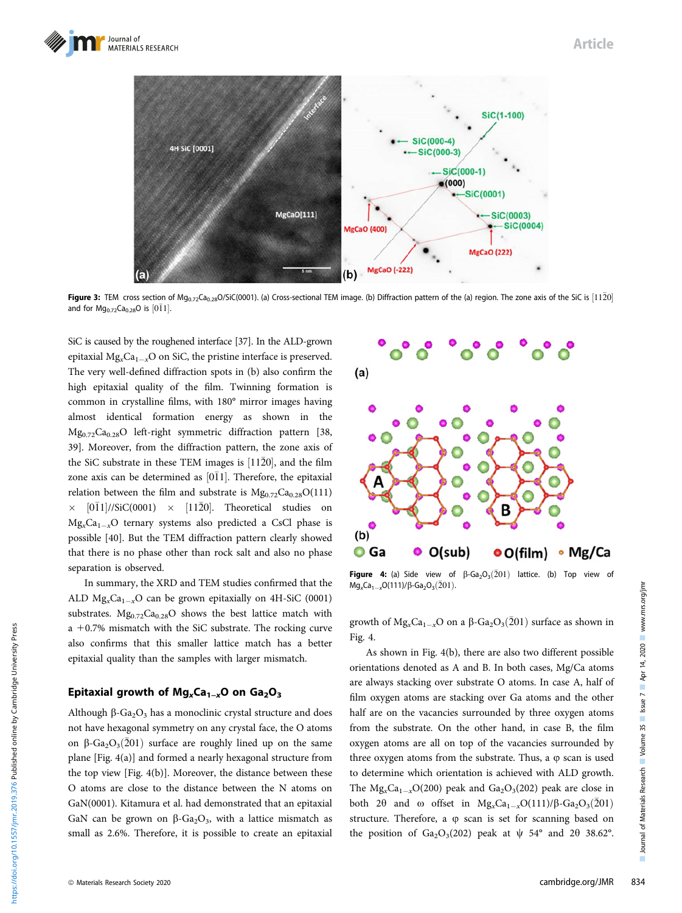Figure 3: TEM cross section of $Mg_{0.72}Ca_{0.28}O$/SiC(0001). (a) Cross-sectional TEM image. (b) Diffraction pattern of the (a) region. The zone axis of the SiC is $[11\bar{2}0]$ and for $Mg_{0.72}Ca_{0.28}O$ is $[0\bar{1}1]$.

SiC is caused by the roughened interface [37]. In the ALD-grown epitaxial $Mg_xCa_{1-x}O$ on SiC, the pristine interface is preserved. The very well-defined diffraction spots in (b) also confirm the high epitaxial quality of the film. Twinning formation is common in crystalline films, with 180° mirror images having almost identical formation energy as shown in the $Mg_{0.72}Ca_{0.28}O$ left-right symmetric diffraction pattern [38, 39]. Moreover, from the diffraction pattern, the zone axis of the SiC substrate in these TEM images is $[11\bar{2}0]$, and the film zone axis can be determined as $[0\bar{1}1]$. Therefore, the epitaxial relation between the film and substrate is $Mg_{0.72}Ca_{0.28}O(111) \times [0\bar{1}1]$//SiC(0001) $\times$ $[11\bar{2}0]$. Theoretical studies on $Mg_xCa_{1-x}O$ ternary systems also predicted a CsCl phase is possible [40]. But the TEM diffraction pattern clearly showed that there is no phase other than rock salt and also no phase separation is observed.

In summary, the XRD and TEM studies confirmed that the ALD $Mg_xCa_{1-x}O$ can be grown epitaxially on 4H-SiC (0001) substrates. $Mg_{0.72}Ca_{0.28}O$ shows the best lattice match with a +0.7% mismatch with the SiC substrate. The rocking curve also confirms that this smaller lattice match has a better epitaxial quality than the samples with larger mismatch.

## Epitaxial growth of $Mg_xCa_{1-x}O$ on $Ga_2O_3$

Although β-$Ga_2O_3$ has a monoclinic crystal structure and does not have hexagonal symmetry on any crystal face, the O atoms on β-$Ga_2O_3(\bar{2}01)$ surface are roughly lined up on the same plane [Fig. 4(a)] and formed a nearly hexagonal structure from the top view [Fig. 4(b)]. Moreover, the distance between these O atoms are close to the distance between the N atoms on GaN(0001). Kitamura et al. had demonstrated that an epitaxial GaN can be grown on β-$Ga_2O_3$, with a lattice mismatch as small as 2.6%. Therefore, it is possible to create an epitaxial growth of $Mg_xCa_{1-x}O$ on a β-$Ga_2O_3(\bar{2}01)$ surface as shown in Fig. 4.

Figure 4: (a) Side view of β-$Ga_2O_3(\bar{2}01)$ lattice. (b) Top view of $Mg_xCa_{1-x}O(111)$/β-$Ga_2O_3(\bar{2}01)$.

As shown in Fig. 4(b), there are also two different possible orientations denoted as A and B. In both cases, Mg/Ca atoms are always stacking over substrate O atoms. In case A, half of film oxygen atoms are stacking over Ga atoms and the other half are on the vacancies surrounded by three oxygen atoms from the substrate. On the other hand, in case B, the film oxygen atoms are all on top of the vacancies surrounded by three oxygen atoms from the substrate. Thus, a φ scan is used to determine which orientation is achieved with ALD growth. The $Mg_xCa_{1-x}O(200)$ peak and $Ga_2O_3(202)$ peak are close in both 2θ and ω offset in $Mg_xCa_{1-x}O(111)$/β-$Ga_2O_3(\bar{2}01)$ structure. Therefore, a φ scan is set for scanning based on the position of $Ga_2O_3(202)$ peak at ψ 54° and 2θ 38.62°.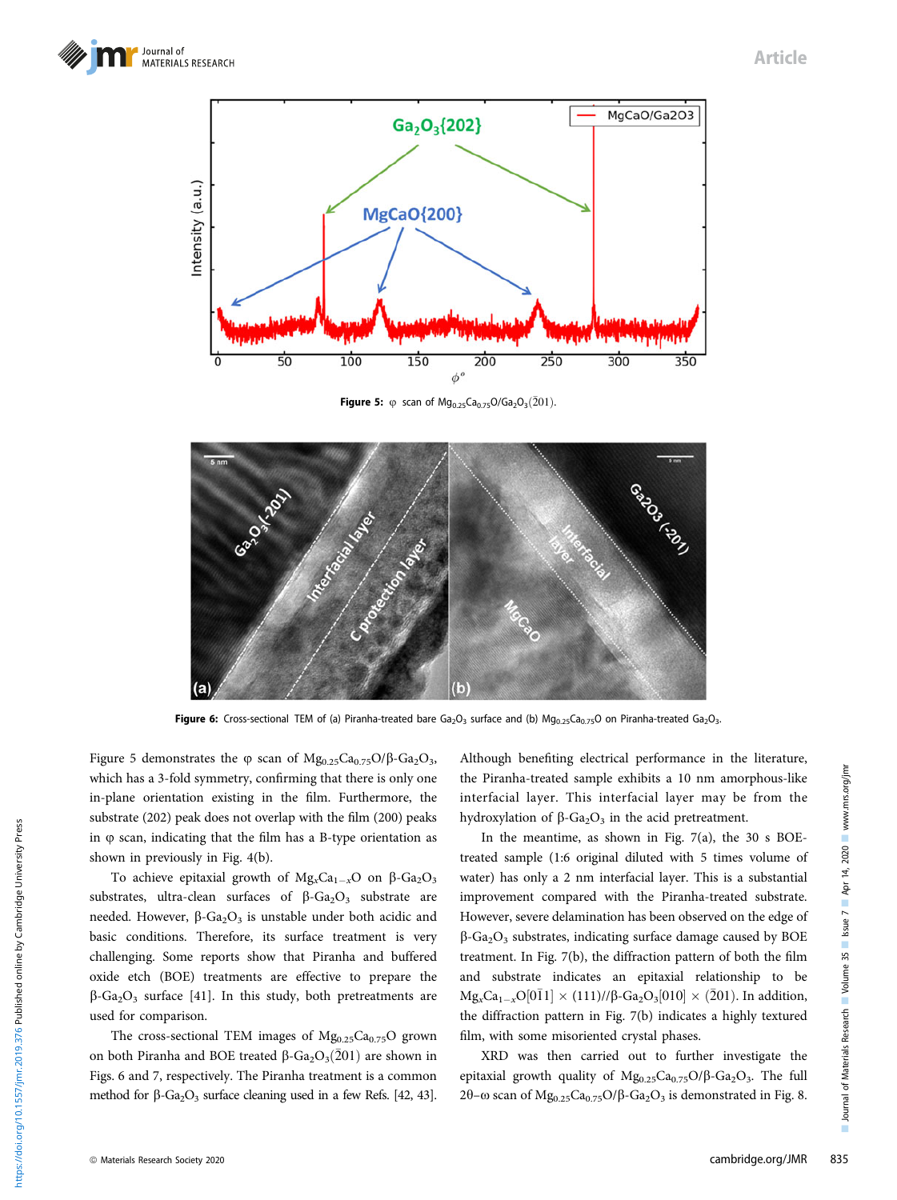Figure 5: φ scan of $Mg_{0.25}Ca_{0.75}O/Ga_2O_3(\bar{2}01)$.

Figure 6: Cross-sectional TEM of (a) Piranha-treated bare $Ga_2O_3$ surface and (b) $Mg_{0.25}Ca_{0.75}O$ on Piranha-treated $Ga_2O_3$.

Figure 5 demonstrates the φ scan of $Mg_{0.25}Ca_{0.75}O/\beta\text{-}Ga_2O_3$, which has a 3-fold symmetry, confirming that there is only one in-plane orientation existing in the film. Furthermore, the substrate (202) peak does not overlap with the film (200) peaks in φ scan, indicating that the film has a B-type orientation as shown in previously in Fig. 4(b).

To achieve epitaxial growth of $Mg_xCa_{1-x}O$ on $\beta\text{-}Ga_2O_3$ substrates, ultra-clean surfaces of $\beta\text{-}Ga_2O_3$ substrate are needed. However, $\beta\text{-}Ga_2O_3$ is unstable under both acidic and basic conditions. Therefore, its surface treatment is very challenging. Some reports show that Piranha and buffered oxide etch (BOE) treatments are effective to prepare the $\beta\text{-}Ga_2O_3$ surface [41]. In this study, both pretreatments are used for comparison.

The cross-sectional TEM images of $Mg_{0.25}Ca_{0.75}O$ grown on both Piranha and BOE treated $\beta\text{-}Ga_2O_3(\bar{2}01)$ are shown in Figs. 6 and 7, respectively. The Piranha treatment is a common method for $\beta\text{-}Ga_2O_3$ surface cleaning used in a few Refs. [42, 43]. Although benefiting electrical performance in the literature, the Piranha-treated sample exhibits a 10 nm amorphous-like interfacial layer. This interfacial layer may be from the hydroxylation of $\beta\text{-}Ga_2O_3$ in the acid pretreatment.

In the meantime, as shown in Fig. 7(a), the 30 s BOE-treated sample (1:6 original diluted with 5 times volume of water) has only a 2 nm interfacial layer. This is a substantial improvement compared with the Piranha-treated substrate. However, severe delamination has been observed on the edge of $\beta\text{-}Ga_2O_3$ substrates, indicating surface damage caused by BOE treatment. In Fig. 7(b), the diffraction pattern of both the film and substrate indicates an epitaxial relationship to be $Mg_xCa_{1-x}O[0\bar{1}1] \times (111)//\beta\text{-}Ga_2O_3[010] \times (\bar{2}01)$. In addition, the diffraction pattern in Fig. 7(b) indicates a highly textured film, with some misoriented crystal phases.

XRD was then carried out to further investigate the epitaxial growth quality of $Mg_{0.25}Ca_{0.75}O/\beta\text{-}Ga_2O_3$. The full 2θ–ω scan of $Mg_{0.25}Ca_{0.75}O/\beta\text{-}Ga_2O_3$ is demonstrated in Fig. 8.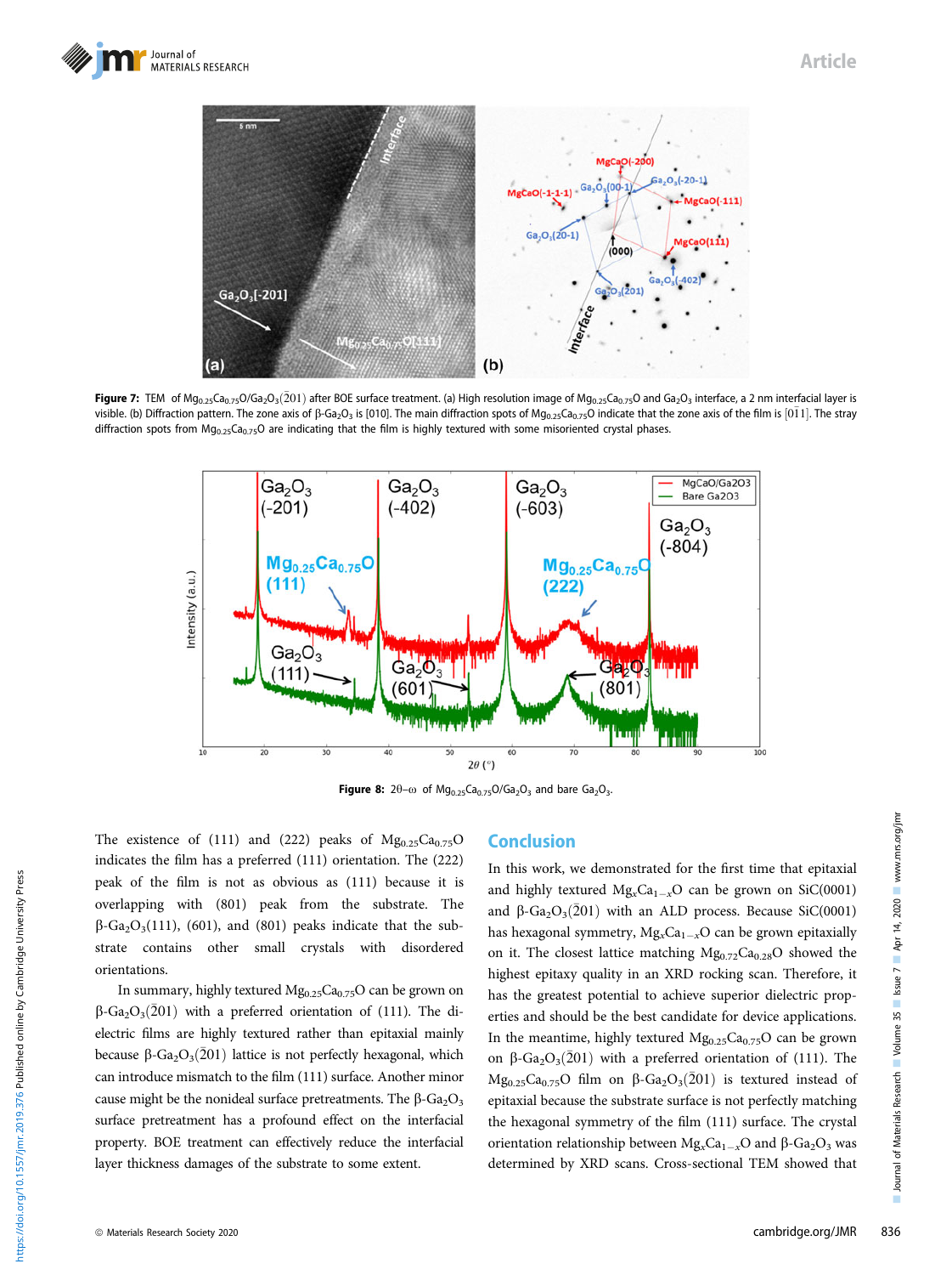**Figure 7:** TEM of $Mg_{0.25}Ca_{0.75}O/Ga_2O_3(\bar{2}01)$ after BOE surface treatment. (a) High resolution image of $Mg_{0.25}Ca_{0.75}O$ and $Ga_2O_3$ interface, a 2 nm interfacial layer is visible. (b) Diffraction pattern. The zone axis of β-$Ga_2O_3$ is [010]. The main diffraction spots of $Mg_{0.25}Ca_{0.75}O$ indicate that the zone axis of the film is $[0\bar{1}1]$. The stray diffraction spots from $Mg_{0.25}Ca_{0.75}O$ are indicating that the film is highly textured with some misoriented crystal phases.

**Figure 8:** 2θ–ω of $Mg_{0.25}Ca_{0.75}O/Ga_2O_3$ and bare $Ga_2O_3$.

The existence of (111) and (222) peaks of $Mg_{0.25}Ca_{0.75}O$ indicates the film has a preferred (111) orientation. The (222) peak of the film is not as obvious as (111) because it is overlapping with (801) peak from the substrate. The β-$Ga_2O_3$(111), (601), and (801) peaks indicate that the substrate contains other small crystals with disordered orientations.

In summary, highly textured $Mg_{0.25}Ca_{0.75}O$ can be grown on β-$Ga_2O_3(\bar{2}01)$ with a preferred orientation of (111). The dielectric films are highly textured rather than epitaxial mainly because β-$Ga_2O_3(\bar{2}01)$ lattice is not perfectly hexagonal, which can introduce mismatch to the film (111) surface. Another minor cause might be the nonideal surface pretreatments. The β-$Ga_2O_3$ surface pretreatment has a profound effect on the interfacial property. BOE treatment can effectively reduce the interfacial layer thickness damages of the substrate to some extent.

## Conclusion

In this work, we demonstrated for the first time that epitaxial and highly textured $Mg_xCa_{1-x}O$ can be grown on SiC(0001) and β-$Ga_2O_3(\bar{2}01)$ with an ALD process. Because SiC(0001) has hexagonal symmetry, $Mg_xCa_{1-x}O$ can be grown epitaxially on it. The closest lattice matching $Mg_{0.72}Ca_{0.28}O$ showed the highest epitaxy quality in an XRD rocking scan. Therefore, it has the greatest potential to achieve superior dielectric properties and should be the best candidate for device applications. In the meantime, highly textured $Mg_{0.25}Ca_{0.75}O$ can be grown on β-$Ga_2O_3(\bar{2}01)$ with a preferred orientation of (111). The $Mg_{0.25}Ca_{0.75}O$ film on β-$Ga_2O_3(\bar{2}01)$ is textured instead of epitaxial because the substrate surface is not perfectly matching the hexagonal symmetry of the film (111) surface. The crystal orientation relationship between $Mg_xCa_{1-x}O$ and β-$Ga_2O_3$ was determined by XRD scans. Cross-sectional TEM showed that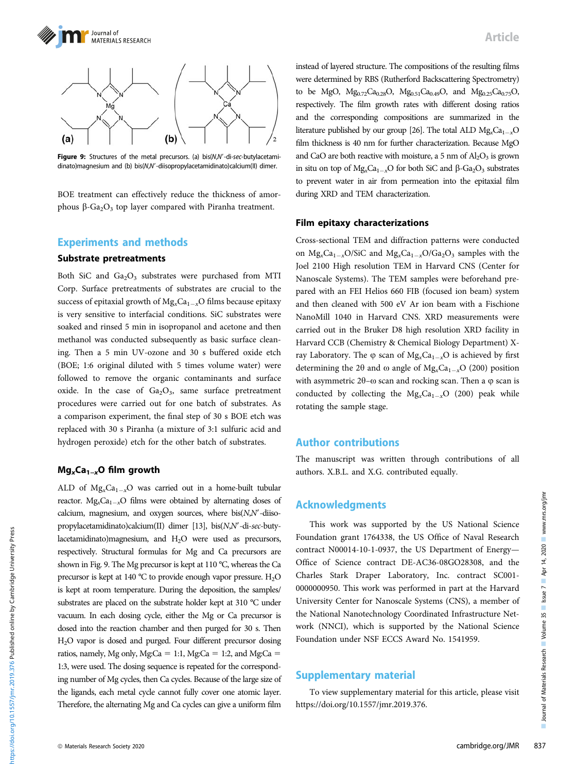Figure 9: Structures of the metal precursors. (a) bis(*N*,*N*′-di-*sec*-butylacetamidinato)magnesium and (b) bis(*N*,*N*′-diisopropylacetamidinato)calcium(II) dimer.

BOE treatment can effectively reduce the thickness of amorphous β-$Ga_2O_3$ top layer compared with Piranha treatment.

## Experiments and methods

### Substrate pretreatments

Both SiC and $Ga_2O_3$ substrates were purchased from MTI Corp. Surface pretreatments of substrates are crucial to the success of epitaxial growth of $Mg_xCa_{1-x}O$ films because epitaxy is very sensitive to interfacial conditions. SiC substrates were soaked and rinsed 5 min in isopropanol and acetone and then methanol was conducted subsequently as basic surface cleaning. Then a 5 min UV-ozone and 30 s buffered oxide etch (BOE; 1:6 original diluted with 5 times volume water) were followed to remove the organic contaminants and surface oxide. In the case of $Ga_2O_3$, same surface pretreatment procedures were carried out for one batch of substrates. As a comparison experiment, the final step of 30 s BOE etch was replaced with 30 s Piranha (a mixture of 3:1 sulfuric acid and hydrogen peroxide) etch for the other batch of substrates.

### $Mg_xCa_{1-x}O$ film growth

ALD of $Mg_xCa_{1-x}O$ was carried out in a home-built tubular reactor. $Mg_xCa_{1-x}O$ films were obtained by alternating doses of calcium, magnesium, and oxygen sources, where bis(*N*,*N*′-diisopropylacetamidinato)calcium(II) dimer [13], bis(*N*,*N*′-di-*sec*-butylacetamidinato)magnesium, and $H_2O$ were used as precursors, respectively. Structural formulas for Mg and Ca precursors are shown in Fig. 9. The Mg precursor is kept at 110 °C, whereas the Ca precursor is kept at 140 °C to provide enough vapor pressure. $H_2O$ is kept at room temperature. During the deposition, the samples/substrates are placed on the substrate holder kept at 310 °C under vacuum. In each dosing cycle, either the Mg or Ca precursor is dosed into the reaction chamber and then purged for 30 s. Then $H_2O$ vapor is dosed and purged. Four different precursor dosing ratios, namely, Mg only, Mg:Ca = 1:1, Mg:Ca = 1:2, and Mg:Ca = 1:3, were used. The dosing sequence is repeated for the corresponding number of Mg cycles, then Ca cycles. Because of the large size of the ligands, each metal cycle cannot fully cover one atomic layer. Therefore, the alternating Mg and Ca cycles can give a uniform film instead of layered structure. The compositions of the resulting films were determined by RBS (Rutherford Backscattering Spectrometry) to be MgO, $Mg_{0.72}Ca_{0.28}O$, $Mg_{0.51}Ca_{0.49}O$, and $Mg_{0.25}Ca_{0.75}O$, respectively. The film growth rates with different dosing ratios and the corresponding compositions are summarized in the literature published by our group [26]. The total ALD $Mg_xCa_{1-x}O$ film thickness is 40 nm for further characterization. Because MgO and CaO are both reactive with moisture, a 5 nm of $Al_2O_3$ is grown in situ on top of $Mg_xCa_{1-x}O$ for both SiC and β-$Ga_2O_3$ substrates to prevent water in air from permeation into the epitaxial film during XRD and TEM characterization.

### Film epitaxy characterizations

Cross-sectional TEM and diffraction patterns were conducted on $Mg_xCa_{1-x}O$/SiC and $Mg_xCa_{1-x}O/Ga_2O_3$ samples with the Joel 2100 High resolution TEM in Harvard CNS (Center for Nanoscale Systems). The TEM samples were beforehand prepared with an FEI Helios 660 FIB (focused ion beam) system and then cleaned with 500 eV Ar ion beam with a Fischione NanoMill 1040 in Harvard CNS. XRD measurements were carried out in the Bruker D8 high resolution XRD facility in Harvard CCB (Chemistry & Chemical Biology Department) X-ray Laboratory. The φ scan of $Mg_xCa_{1-x}O$ is achieved by first determining the 2θ and ω angle of $Mg_xCa_{1-x}O$ (200) position with asymmetric 2θ–ω scan and rocking scan. Then a φ scan is conducted by collecting the $Mg_xCa_{1-x}O$ (200) peak while rotating the sample stage.

## Author contributions

The manuscript was written through contributions of all authors. X.B.L. and X.G. contributed equally.

## Acknowledgments

This work was supported by the US National Science Foundation grant 1764338, the US Office of Naval Research contract N00014-10-1-0937, the US Department of Energy—Office of Science contract DE-AC36-08GO28308, and the Charles Stark Draper Laboratory, Inc. contract SC001-0000000950. This work was performed in part at the Harvard University Center for Nanoscale Systems (CNS), a member of the National Nanotechnology Coordinated Infrastructure Network (NNCI), which is supported by the National Science Foundation under NSF ECCS Award No. 1541959.

## Supplementary material

To view supplementary material for this article, please visit https://doi.org/10.1557/jmr.2019.376.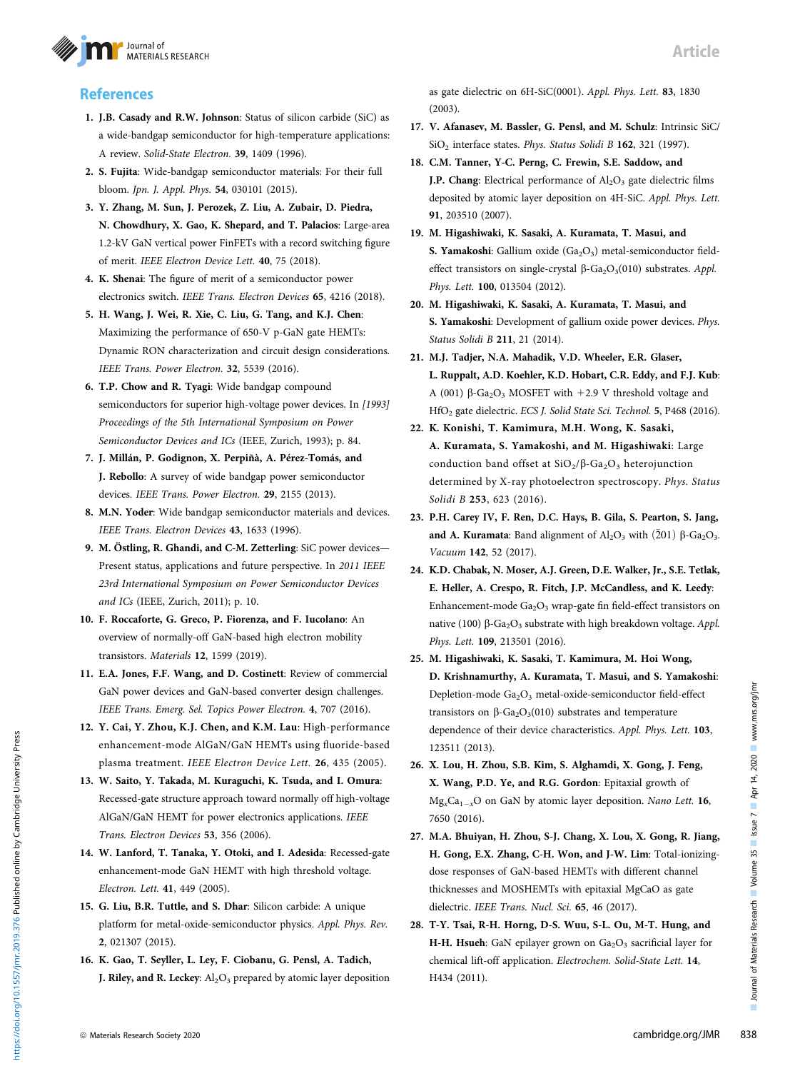## References

1. **J.B. Casady and R.W. Johnson**: Status of silicon carbide (SiC) as a wide-bandgap semiconductor for high-temperature applications: A review. *Solid-State Electron.* **39**, 1409 (1996).
2. **S. Fujita**: Wide-bandgap semiconductor materials: For their full bloom. *Jpn. J. Appl. Phys.* **54**, 030101 (2015).
3. **Y. Zhang, M. Sun, J. Perozek, Z. Liu, A. Zubair, D. Piedra, N. Chowdhury, X. Gao, K. Shepard, and T. Palacios**: Large-area 1.2-kV GaN vertical power FinFETs with a record switching figure of merit. *IEEE Electron Device Lett.* **40**, 75 (2018).
4. **K. Shenai**: The figure of merit of a semiconductor power electronics switch. *IEEE Trans. Electron Devices* **65**, 4216 (2018).
5. **H. Wang, J. Wei, R. Xie, C. Liu, G. Tang, and K.J. Chen**: Maximizing the performance of 650-V p-GaN gate HEMTs: Dynamic RON characterization and circuit design considerations. *IEEE Trans. Power Electron.* **32**, 5539 (2016).
6. **T.P. Chow and R. Tyagi**: Wide bandgap compound semiconductors for superior high-voltage power devices. In *[1993] Proceedings of the 5th International Symposium on Power Semiconductor Devices and ICs* (IEEE, Zurich, 1993); p. 84.
7. **J. Millán, P. Godignon, X. Perpiñà, A. Pérez-Tomás, and J. Rebollo**: A survey of wide bandgap power semiconductor devices. *IEEE Trans. Power Electron.* **29**, 2155 (2013).
8. **M.N. Yoder**: Wide bandgap semiconductor materials and devices. *IEEE Trans. Electron Devices* **43**, 1633 (1996).
9. **M. Östling, R. Ghandi, and C-M. Zetterling**: SiC power devices—Present status, applications and future perspective. In *2011 IEEE 23rd International Symposium on Power Semiconductor Devices and ICs* (IEEE, Zurich, 2011); p. 10.
10. **F. Roccaforte, G. Greco, P. Fiorenza, and F. Iucolano**: An overview of normally-off GaN-based high electron mobility transistors. *Materials* **12**, 1599 (2019).
11. **E.A. Jones, F.F. Wang, and D. Costinett**: Review of commercial GaN power devices and GaN-based converter design challenges. *IEEE Trans. Emerg. Sel. Topics Power Electron.* **4**, 707 (2016).
12. **Y. Cai, Y. Zhou, K.J. Chen, and K.M. Lau**: High-performance enhancement-mode AlGaN/GaN HEMTs using fluoride-based plasma treatment. *IEEE Electron Device Lett.* **26**, 435 (2005).
13. **W. Saito, Y. Takada, M. Kuraguchi, K. Tsuda, and I. Omura**: Recessed-gate structure approach toward normally off high-voltage AlGaN/GaN HEMT for power electronics applications. *IEEE Trans. Electron Devices* **53**, 356 (2006).
14. **W. Lanford, T. Tanaka, Y. Otoki, and I. Adesida**: Recessed-gate enhancement-mode GaN HEMT with high threshold voltage. *Electron. Lett.* **41**, 449 (2005).
15. **G. Liu, B.R. Tuttle, and S. Dhar**: Silicon carbide: A unique platform for metal-oxide-semiconductor physics. *Appl. Phys. Rev.* **2**, 021307 (2015).
16. **K. Gao, T. Seyller, L. Ley, F. Ciobanu, G. Pensl, A. Tadich, J. Riley, and R. Leckey**: $Al_2O_3$ prepared by atomic layer deposition as gate dielectric on 6H-SiC(0001). *Appl. Phys. Lett.* **83**, 1830 (2003).
17. **V. Afanasev, M. Bassler, G. Pensl, and M. Schulz**: Intrinsic SiC/$SiO_2$ interface states. *Phys. Status Solidi B* **162**, 321 (1997).
18. **C.M. Tanner, Y-C. Perng, C. Frewin, S.E. Saddow, and J.P. Chang**: Electrical performance of $Al_2O_3$ gate dielectric films deposited by atomic layer deposition on 4H-SiC. *Appl. Phys. Lett.* **91**, 203510 (2007).
19. **M. Higashiwaki, K. Sasaki, A. Kuramata, T. Masui, and S. Yamakoshi**: Gallium oxide ($Ga_2O_3$) metal-semiconductor field-effect transistors on single-crystal β-$Ga_2O_3$(010) substrates. *Appl. Phys. Lett.* **100**, 013504 (2012).
20. **M. Higashiwaki, K. Sasaki, A. Kuramata, T. Masui, and S. Yamakoshi**: Development of gallium oxide power devices. *Phys. Status Solidi B* **211**, 21 (2014).
21. **M.J. Tadjer, N.A. Mahadik, V.D. Wheeler, E.R. Glaser, L. Ruppalt, A.D. Koehler, K.D. Hobart, C.R. Eddy, and F.J. Kub**: A (001) β-$Ga_2O_3$ MOSFET with +2.9 V threshold voltage and $HfO_2$ gate dielectric. *ECS J. Solid State Sci. Technol.* **5**, P468 (2016).
22. **K. Konishi, T. Kamimura, M.H. Wong, K. Sasaki, A. Kuramata, S. Yamakoshi, and M. Higashiwaki**: Large conduction band offset at $SiO_2$/β-$Ga_2O_3$ heterojunction determined by X-ray photoelectron spectroscopy. *Phys. Status Solidi B* **253**, 623 (2016).
23. **P.H. Carey IV, F. Ren, D.C. Hays, B. Gila, S. Pearton, S. Jang, and A. Kuramata**: Band alignment of $Al_2O_3$ with $(\bar{2}01)$ β-$Ga_2O_3$. *Vacuum* **142**, 52 (2017).
24. **K.D. Chabak, N. Moser, A.J. Green, D.E. Walker, Jr., S.E. Tetlak, E. Heller, A. Crespo, R. Fitch, J.P. McCandless, and K. Leedy**: Enhancement-mode $Ga_2O_3$ wrap-gate fin field-effect transistors on native (100) β-$Ga_2O_3$ substrate with high breakdown voltage. *Appl. Phys. Lett.* **109**, 213501 (2016).
25. **M. Higashiwaki, K. Sasaki, T. Kamimura, M. Hoi Wong, D. Krishnamurthy, A. Kuramata, T. Masui, and S. Yamakoshi**: Depletion-mode $Ga_2O_3$ metal-oxide-semiconductor field-effect transistors on β-$Ga_2O_3$(010) substrates and temperature dependence of their device characteristics. *Appl. Phys. Lett.* **103**, 123511 (2013).
26. **X. Lou, H. Zhou, S.B. Kim, S. Alghamdi, X. Gong, J. Feng, X. Wang, P.D. Ye, and R.G. Gordon**: Epitaxial growth of $Mg_xCa_{1-x}O$ on GaN by atomic layer deposition. *Nano Lett.* **16**, 7650 (2016).
27. **M.A. Bhuiyan, H. Zhou, S-J. Chang, X. Lou, X. Gong, R. Jiang, H. Gong, E.X. Zhang, C-H. Won, and J-W. Lim**: Total-ionizing-dose responses of GaN-based HEMTs with different channel thicknesses and MOSHEMTs with epitaxial MgCaO as gate dielectric. *IEEE Trans. Nucl. Sci.* **65**, 46 (2017).
28. **T-Y. Tsai, R-H. Horng, D-S. Wuu, S-L. Ou, M-T. Hung, and H-H. Hsueh**: GaN epilayer grown on $Ga_2O_3$ sacrificial layer for chemical lift-off application. *Electrochem. Solid-State Lett.* **14**, H434 (2011).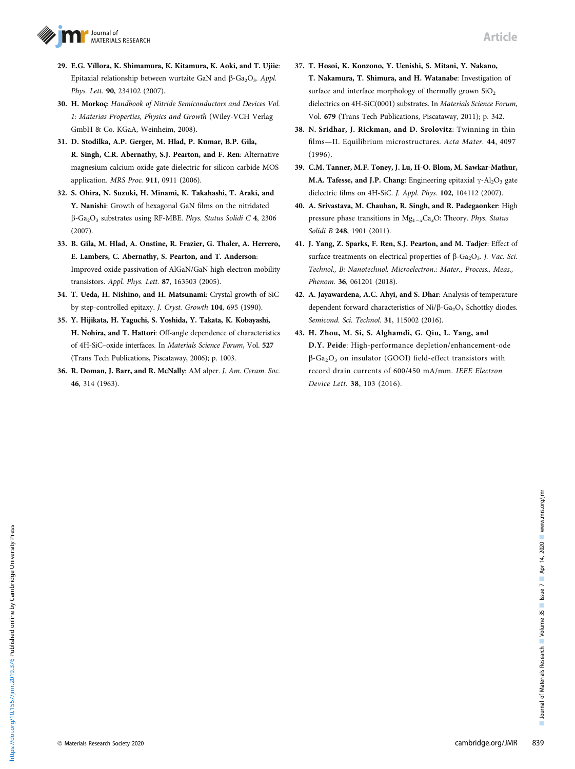29. **E.G. Víllora, K. Shimamura, K. Kitamura, K. Aoki, and T. Ujiie**: Epitaxial relationship between wurtzite GaN and β-$Ga_2O_3$. *Appl. Phys. Lett.* **90**, 234102 (2007).
30. **H. Morkoç**: *Handbook of Nitride Semiconductors and Devices Vol. 1: Materias Properties, Physics and Growth* (Wiley-VCH Verlag GmbH & Co. KGaA, Weinheim, 2008).
31. **D. Stodilka, A.P. Gerger, M. Hlad, P. Kumar, B.P. Gila, R. Singh, C.R. Abernathy, S.J. Pearton, and F. Ren**: Alternative magnesium calcium oxide gate dielectric for silicon carbide MOS application. *MRS Proc.* **911**, 0911 (2006).
32. **S. Ohira, N. Suzuki, H. Minami, K. Takahashi, T. Araki, and Y. Nanishi**: Growth of hexagonal GaN films on the nitridated β-$Ga_2O_3$ substrates using RF-MBE. *Phys. Status Solidi C* **4**, 2306 (2007).
33. **B. Gila, M. Hlad, A. Onstine, R. Frazier, G. Thaler, A. Herrero, E. Lambers, C. Abernathy, S. Pearton, and T. Anderson**: Improved oxide passivation of AlGaN/GaN high electron mobility transistors. *Appl. Phys. Lett.* **87**, 163503 (2005).
34. **T. Ueda, H. Nishino, and H. Matsunami**: Crystal growth of SiC by step-controlled epitaxy. *J. Cryst. Growth* **104**, 695 (1990).
35. **Y. Hijikata, H. Yaguchi, S. Yoshida, Y. Takata, K. Kobayashi, H. Nohira, and T. Hattori**: Off-angle dependence of characteristics of 4H-SiC–oxide interfaces. In *Materials Science Forum*, Vol. **527** (Trans Tech Publications, Piscataway, 2006); p. 1003.
36. **R. Doman, J. Barr, and R. McNally**: AM alper. *J. Am. Ceram. Soc.* **46**, 314 (1963).
37. **T. Hosoi, K. Konzono, Y. Uenishi, S. Mitani, Y. Nakano, T. Nakamura, T. Shimura, and H. Watanabe**: Investigation of surface and interface morphology of thermally grown $SiO_2$ dielectrics on 4H-SiC(0001) substrates. In *Materials Science Forum*, Vol. **679** (Trans Tech Publications, Piscataway, 2011); p. 342.
38. **N. Sridhar, J. Rickman, and D. Srolovitz**: Twinning in thin films—II. Equilibrium microstructures. *Acta Mater.* **44**, 4097 (1996).
39. **C.M. Tanner, M.F. Toney, J. Lu, H-O. Blom, M. Sawkar-Mathur, M.A. Tafesse, and J.P. Chang**: Engineering epitaxial γ-$Al_2O_3$ gate dielectric films on 4H-SiC. *J. Appl. Phys.* **102**, 104112 (2007).
40. **A. Srivastava, M. Chauhan, R. Singh, and R. Padegaonker**: High pressure phase transitions in $Mg_{1-x}Ca_xO$: Theory. *Phys. Status Solidi B* **248**, 1901 (2011).
41. **J. Yang, Z. Sparks, F. Ren, S.J. Pearton, and M. Tadjer**: Effect of surface treatments on electrical properties of β-$Ga_2O_3$. *J. Vac. Sci. Technol., B: Nanotechnol. Microelectron.: Mater., Process., Meas., Phenom.* **36**, 061201 (2018).
42. **A. Jayawardena, A.C. Ahyi, and S. Dhar**: Analysis of temperature dependent forward characteristics of Ni/β-$Ga_2O_3$ Schottky diodes. *Semicond. Sci. Technol.* **31**, 115002 (2016).
43. **H. Zhou, M. Si, S. Alghamdi, G. Qiu, L. Yang, and D.Y. Peide**: High-performance depletion/enhancement-ode β-$Ga_2O_3$ on insulator (GOOI) field-effect transistors with record drain currents of 600/450 mA/mm. *IEEE Electron Device Lett.* **38**, 103 (2016).